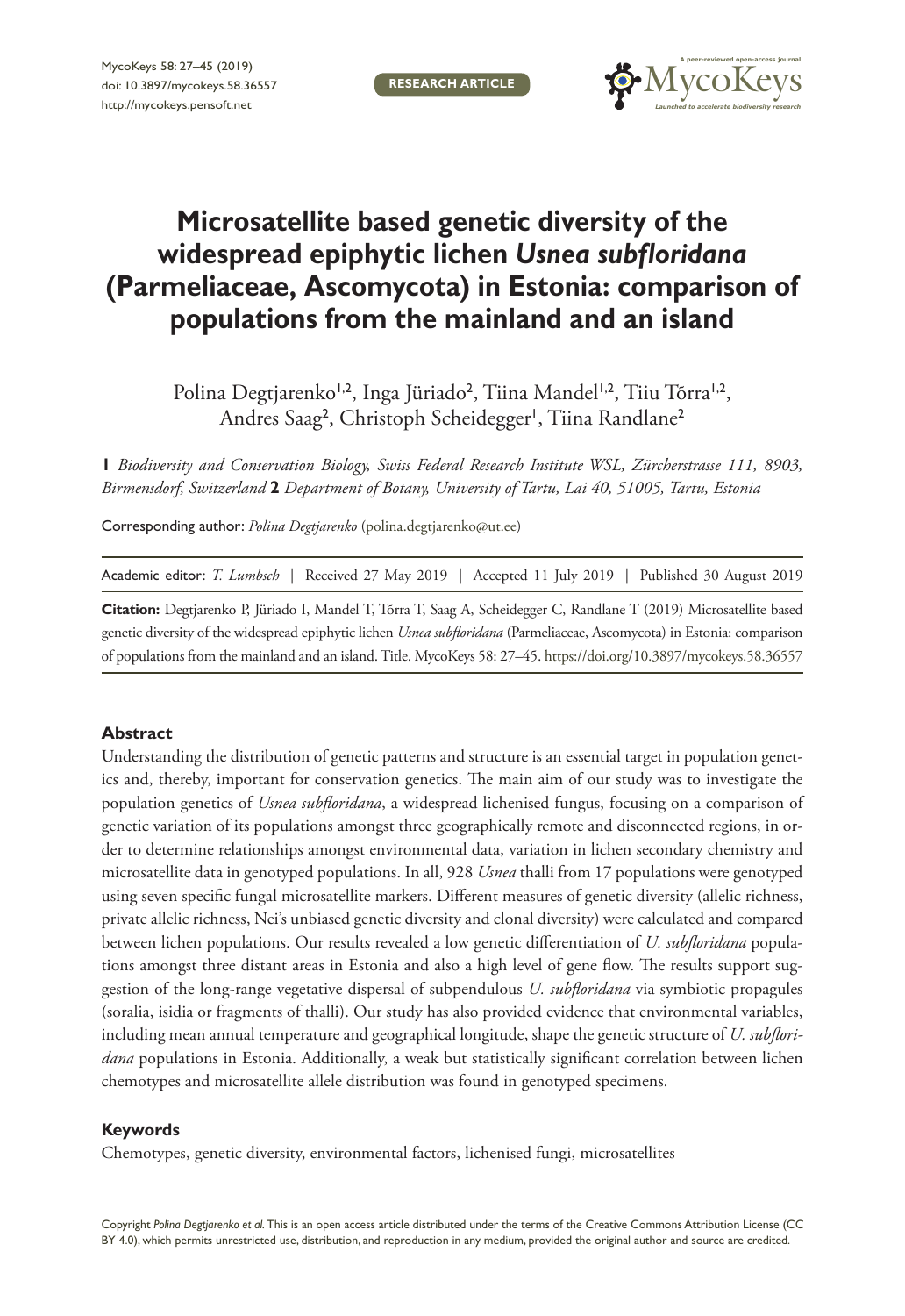RESEARCH ARTICLE

# Microsatellite based genetic diversity of the widespread epiphytic lichen *Usnea subfloridana* (Parmeliaceae, Ascomycota) in Estonia: comparison of populations from the mainland and an island

Polina Degtjarenko[1,2], Inga Jüriado[2], Tiina Mandel[1,2], Tiiu Tõrra[1,2], Andres Saag[2], Christoph Scheidegger[1], Tiina Randlane[2]

**1** *Biodiversity and Conservation Biology, Swiss Federal Research Institute WSL, Zürcherstrasse 111, 8903, Birmensdorf, Switzerland* **2** *Department of Botany, University of Tartu, Lai 40, 51005, Tartu, Estonia*

Corresponding author: *Polina Degtjarenko* (polina.degtjarenko@ut.ee)

Academic editor: *T. Lumbsch* | Received 27 May 2019 | Accepted 11 July 2019 | Published 30 August 2019

**Citation:** Degtjarenko P, Jüriado I, Mandel T, Tõrra T, Saag A, Scheidegger C, Randlane T (2019) Microsatellite based genetic diversity of the widespread epiphytic lichen *Usnea subfloridana* (Parmeliaceae, Ascomycota) in Estonia: comparison of populations from the mainland and an island. Title. MycoKeys 58: 27–45. https://doi.org/10.3897/mycokeys.58.36557

## Abstract

Understanding the distribution of genetic patterns and structure is an essential target in population genetics and, thereby, important for conservation genetics. The main aim of our study was to investigate the population genetics of *Usnea subfloridana*, a widespread lichenised fungus, focusing on a comparison of genetic variation of its populations amongst three geographically remote and disconnected regions, in order to determine relationships amongst environmental data, variation in lichen secondary chemistry and microsatellite data in genotyped populations. In all, 928 *Usnea* thalli from 17 populations were genotyped using seven specific fungal microsatellite markers. Different measures of genetic diversity (allelic richness, private allelic richness, Nei's unbiased genetic diversity and clonal diversity) were calculated and compared between lichen populations. Our results revealed a low genetic differentiation of *U. subfloridana* populations amongst three distant areas in Estonia and also a high level of gene flow. The results support suggestion of the long-range vegetative dispersal of subpendulous *U. subfloridana* via symbiotic propagules (soralia, isidia or fragments of thalli). Our study has also provided evidence that environmental variables, including mean annual temperature and geographical longitude, shape the genetic structure of *U. subfloridana* populations in Estonia. Additionally, a weak but statistically significant correlation between lichen chemotypes and microsatellite allele distribution was found in genotyped specimens.

## Keywords

Chemotypes, genetic diversity, environmental factors, lichenised fungi, microsatellites

Copyright *Polina Degtjarenko et al.* This is an open access article distributed under the terms of the Creative Commons Attribution License (CC BY 4.0), which permits unrestricted use, distribution, and reproduction in any medium, provided the original author and source are credited.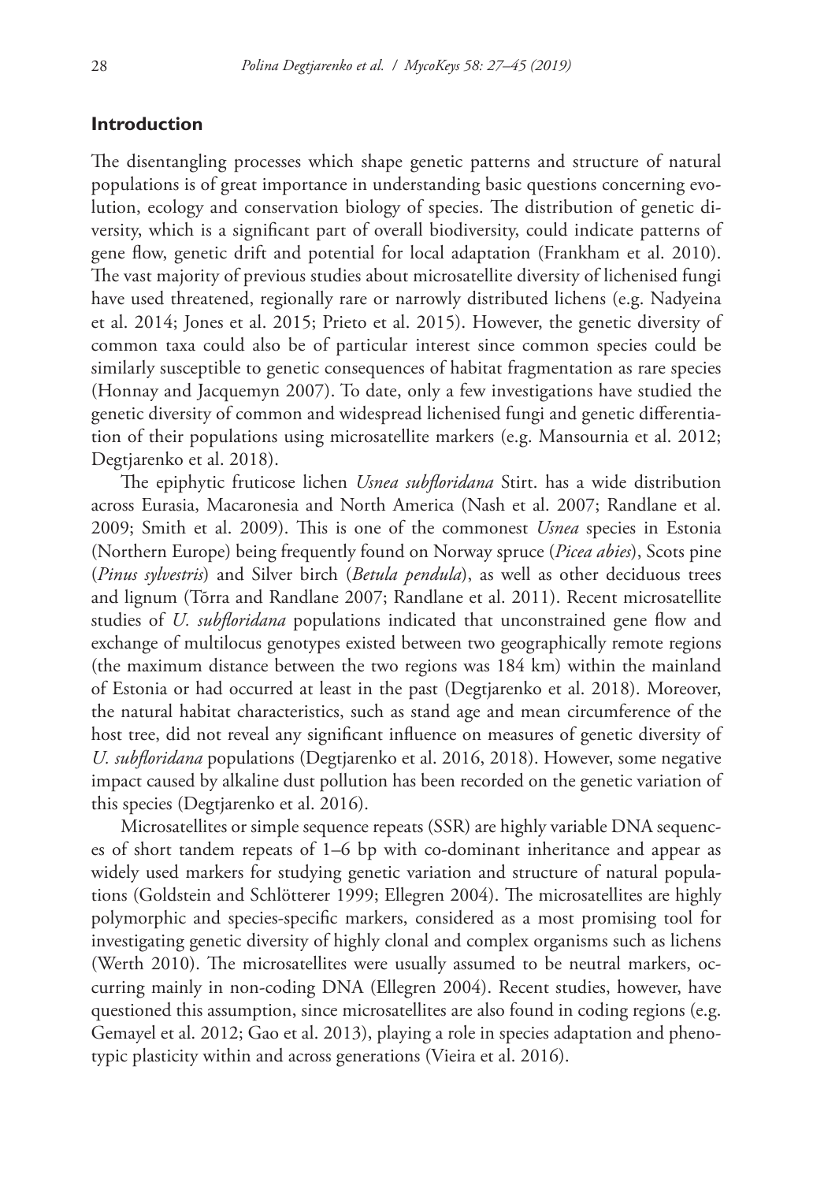## Introduction

The disentangling processes which shape genetic patterns and structure of natural populations is of great importance in understanding basic questions concerning evolution, ecology and conservation biology of species. The distribution of genetic diversity, which is a significant part of overall biodiversity, could indicate patterns of gene flow, genetic drift and potential for local adaptation (Frankham et al. 2010). The vast majority of previous studies about microsatellite diversity of lichenised fungi have used threatened, regionally rare or narrowly distributed lichens (e.g. Nadyeina et al. 2014; Jones et al. 2015; Prieto et al. 2015). However, the genetic diversity of common taxa could also be of particular interest since common species could be similarly susceptible to genetic consequences of habitat fragmentation as rare species (Honnay and Jacquemyn 2007). To date, only a few investigations have studied the genetic diversity of common and widespread lichenised fungi and genetic differentiation of their populations using microsatellite markers (e.g. Mansournia et al. 2012; Degtjarenko et al. 2018).

The epiphytic fruticose lichen *Usnea subfloridana* Stirt. has a wide distribution across Eurasia, Macaronesia and North America (Nash et al. 2007; Randlane et al. 2009; Smith et al. 2009). This is one of the commonest *Usnea* species in Estonia (Northern Europe) being frequently found on Norway spruce (*Picea abies*), Scots pine (*Pinus sylvestris*) and Silver birch (*Betula pendula*), as well as other deciduous trees and lignum (Tõrra and Randlane 2007; Randlane et al. 2011). Recent microsatellite studies of *U. subfloridana* populations indicated that unconstrained gene flow and exchange of multilocus genotypes existed between two geographically remote regions (the maximum distance between the two regions was 184 km) within the mainland of Estonia or had occurred at least in the past (Degtjarenko et al. 2018). Moreover, the natural habitat characteristics, such as stand age and mean circumference of the host tree, did not reveal any significant influence on measures of genetic diversity of *U. subfloridana* populations (Degtjarenko et al. 2016, 2018). However, some negative impact caused by alkaline dust pollution has been recorded on the genetic variation of this species (Degtjarenko et al. 2016).

Microsatellites or simple sequence repeats (SSR) are highly variable DNA sequences of short tandem repeats of 1–6 bp with co-dominant inheritance and appear as widely used markers for studying genetic variation and structure of natural populations (Goldstein and Schlötterer 1999; Ellegren 2004). The microsatellites are highly polymorphic and species-specific markers, considered as a most promising tool for investigating genetic diversity of highly clonal and complex organisms such as lichens (Werth 2010). The microsatellites were usually assumed to be neutral markers, occurring mainly in non-coding DNA (Ellegren 2004). Recent studies, however, have questioned this assumption, since microsatellites are also found in coding regions (e.g. Gemayel et al. 2012; Gao et al. 2013), playing a role in species adaptation and phenotypic plasticity within and across generations (Vieira et al. 2016).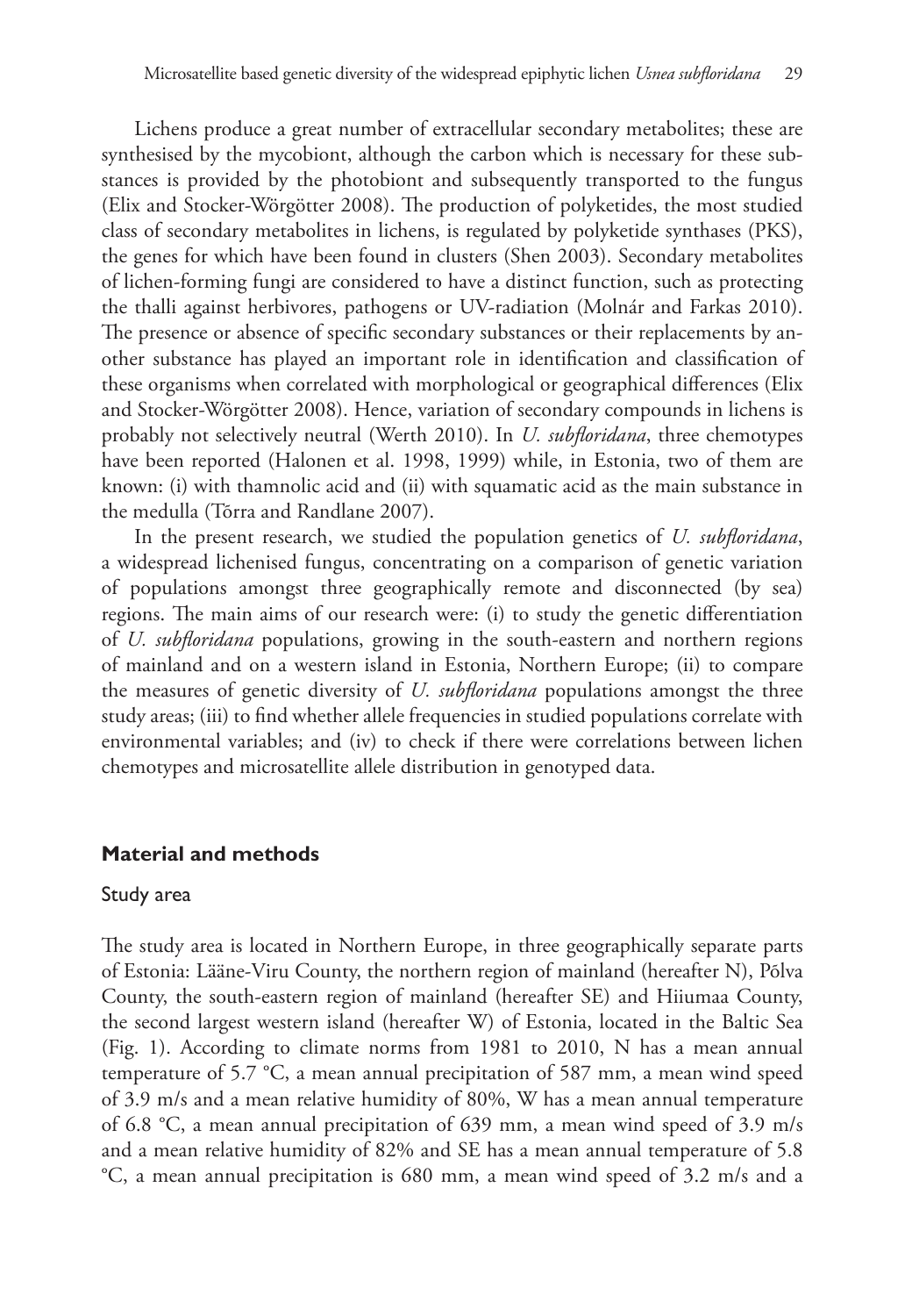Lichens produce a great number of extracellular secondary metabolites; these are synthesised by the mycobiont, although the carbon which is necessary for these substances is provided by the photobiont and subsequently transported to the fungus (Elix and Stocker-Wörgötter 2008). The production of polyketides, the most studied class of secondary metabolites in lichens, is regulated by polyketide synthases (PKS), the genes for which have been found in clusters (Shen 2003). Secondary metabolites of lichen-forming fungi are considered to have a distinct function, such as protecting the thalli against herbivores, pathogens or UV-radiation (Molnár and Farkas 2010). The presence or absence of specific secondary substances or their replacements by another substance has played an important role in identification and classification of these organisms when correlated with morphological or geographical differences (Elix and Stocker-Wörgötter 2008). Hence, variation of secondary compounds in lichens is probably not selectively neutral (Werth 2010). In *U. subfloridana*, three chemotypes have been reported (Halonen et al. 1998, 1999) while, in Estonia, two of them are known: (i) with thamnolic acid and (ii) with squamatic acid as the main substance in the medulla (Tõrra and Randlane 2007).

In the present research, we studied the population genetics of *U. subfloridana*, a widespread lichenised fungus, concentrating on a comparison of genetic variation of populations amongst three geographically remote and disconnected (by sea) regions. The main aims of our research were: (i) to study the genetic differentiation of *U. subfloridana* populations, growing in the south-eastern and northern regions of mainland and on a western island in Estonia, Northern Europe; (ii) to compare the measures of genetic diversity of *U. subfloridana* populations amongst the three study areas; (iii) to find whether allele frequencies in studied populations correlate with environmental variables; and (iv) to check if there were correlations between lichen chemotypes and microsatellite allele distribution in genotyped data.

## Material and methods

### Study area

The study area is located in Northern Europe, in three geographically separate parts of Estonia: Lääne-Viru County, the northern region of mainland (hereafter N), Põlva County, the south-eastern region of mainland (hereafter SE) and Hiiumaa County, the second largest western island (hereafter W) of Estonia, located in the Baltic Sea (Fig. 1). According to climate norms from 1981 to 2010, N has a mean annual temperature of 5.7 °C, a mean annual precipitation of 587 mm, a mean wind speed of 3.9 m/s and a mean relative humidity of 80%, W has a mean annual temperature of 6.8 °C, a mean annual precipitation of 639 mm, a mean wind speed of 3.9 m/s and a mean relative humidity of 82% and SE has a mean annual temperature of 5.8 °C, a mean annual precipitation is 680 mm, a mean wind speed of 3.2 m/s and a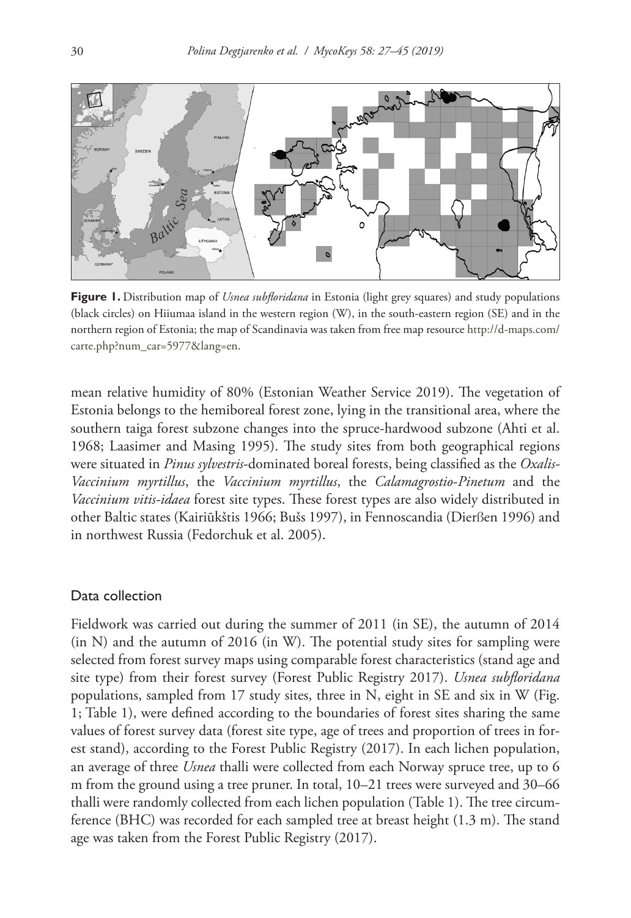**Figure 1.** Distribution map of *Usnea subfloridana* in Estonia (light grey squares) and study populations (black circles) on Hiiumaa island in the western region (W), in the south-eastern region (SE) and in the northern region of Estonia; the map of Scandinavia was taken from free map resource http://d-maps.com/carte.php?num_car=5977&lang=en.

mean relative humidity of 80% (Estonian Weather Service 2019). The vegetation of Estonia belongs to the hemiboreal forest zone, lying in the transitional area, where the southern taiga forest subzone changes into the spruce-hardwood subzone (Ahti et al. 1968; Laasimer and Masing 1995). The study sites from both geographical regions were situated in *Pinus sylvestris*-dominated boreal forests, being classified as the *Oxalis-Vaccinium myrtillus*, the *Vaccinium myrtillus*, the *Calamagrostio-Pinetum* and the *Vaccinium vitis-idaea* forest site types. These forest types are also widely distributed in other Baltic states (Kairiūkštis 1966; Bušs 1997), in Fennoscandia (Dierßen 1996) and in northwest Russia (Fedorchuk et al. 2005).

## Data collection

Fieldwork was carried out during the summer of 2011 (in SE), the autumn of 2014 (in N) and the autumn of 2016 (in W). The potential study sites for sampling were selected from forest survey maps using comparable forest characteristics (stand age and site type) from their forest survey (Forest Public Registry 2017). *Usnea subfloridana* populations, sampled from 17 study sites, three in N, eight in SE and six in W (Fig. 1; Table 1), were defined according to the boundaries of forest sites sharing the same values of forest survey data (forest site type, age of trees and proportion of trees in forest stand), according to the Forest Public Registry (2017). In each lichen population, an average of three *Usnea* thalli were collected from each Norway spruce tree, up to 6 m from the ground using a tree pruner. In total, 10–21 trees were surveyed and 30–66 thalli were randomly collected from each lichen population (Table 1). The tree circumference (BHC) was recorded for each sampled tree at breast height (1.3 m). The stand age was taken from the Forest Public Registry (2017).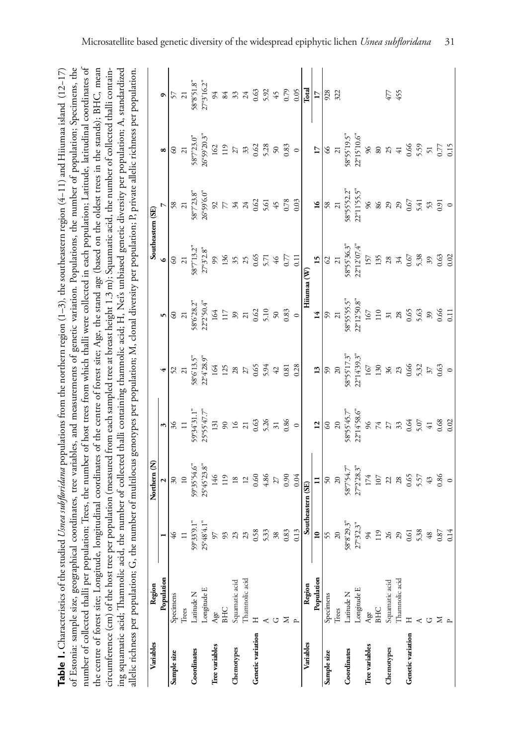**Table 1.** Characteristics of the studied *Usnea subfloridana* populations from the northern region (1–3), the southeastern region (4–11) and Hiiumaa island (12–17) of Estonia: sample size, geographical coordinates, tree variables, and measurements of genetic variation. Populations, the number of population; Specimens, the number of collected thalli per population; Trees, the number of host trees from which thalli were collected in each population; Latitude, latitudinal coordinates of the centre of forest site; Longitude, longitudinal coordinates of the centre of forest site; Age, the stand age (based on the oldest trees in the stands); BHC, mean circumference (cm) of the host tree per population (measured from each sampled tree at breast height 1.3 m); Squamatic acid, the number of collected thalli containing squamatic acid; Thamnolic acid, the number of collected thalli containing thamnolic acid; H, Nei's unbiased genetic diversity per population; A, standardized allelic richness per population; G, the number of multilocus genotypes per population; M, clonal diversity per population; P, private allelic richness per population.

| Variables | Region | Northern (N) | | | Southeastern (SE) | | | | | |
|---|---|---|---|---|---|---|---|---|---|---|
| | Population | 1 | 2 | 3 | 4 | 5 | 6 | 7 | 8 | 9 |
| Sample size | Specimens | 46 | 30 | 36 | 52 | 60 | 60 | 58 | 60 | 57 |
| | Trees | 11 | 10 | 11 | 21 | 21 | 21 | 21 | 21 | 21 |
| Coordinates | Latitude N | 59°33'9.1" | 59°35'54.6" | 59°34'31.1" | 58°6'13.5" | 58°6'28.2" | 58°7'13.2" | 58°7'23.8" | 58°7'23.0" | 58°8'51.8" |
| | Longitude E | 25°48'4.1" | 25°45'23.8" | 25°55'47.7" | 22°4'28.9" | 22°2'50.4" | 27°3'2.8" | 26°59'6.0" | 26°59'20.3" | 27°3'16.2" |
| Tree variables | Age | 97 | 146 | 131 | 164 | 164 | 99 | 92 | 162 | 94 |
| | BHC | 93 | 119 | 90 | 125 | 117 | 136 | 77 | 119 | 84 |
| Chemotypes | Squamatic acid | 23 | 18 | 16 | 28 | 39 | 35 | 34 | 27 | 33 |
| | Thamnolic acid | 23 | 12 | 21 | 27 | 21 | 25 | 24 | 33 | 24 |
| Genetic variation | H | 0.58 | 0.60 | 0.63 | 0.65 | 0.62 | 0.65 | 0.62 | 0.62 | 0.63 |
| | A | 5.33 | 4.86 | 5.26 | 5.94 | 5.10 | 5.71 | 5.61 | 5.28 | 5.92 |
| | G | 38 | 27 | 31 | 42 | 50 | 46 | 45 | 50 | 45 |
| | M | 0.83 | 0.90 | 0.86 | 0.81 | 0.83 | 0.77 | 0.78 | 0.83 | 0.79 |
| | P | 0.13 | 0.04 | 0 | 0.28 | 0 | 0.11 | 0.03 | 0 | 0.05 |
| **Variables** | **Region** | **Southeastern (SE)** | | **Hiiumaa (W)** | | | | | | **Total** |
| | **Population** | **10** | **11** | **12** | **13** | **14** | **15** | **16** | **17** | **17** |
| Sample size | Specimens | 55 | 50 | 60 | 59 | 59 | 62 | 58 | 66 | 928 |
| | Trees | 20 | 20 | 20 | 20 | 21 | 21 | 21 | 21 | 322 |
| Coordinates | Latitude N | 58°8'29.3" | 58°7'54.7" | 58°55'45.7" | 58°55'17.3" | 58°55'55.5" | 58°55'36.3" | 58°55'52.2" | 58°55'19.5" | |
| | Longitude E | 27°3'2.3" | 27°2'28.3" | 22°14'58.6" | 22°14'39.3" | 22°12'50.8" | 22°12'07.4" | 22°11'55.5" | 22°15'10.6" | |
| Tree variables | Age | 94 | 174 | 96 | 167 | 167 | 157 | 96 | 96 | |
| | BHC | 119 | 107 | 74 | 130 | 110 | 135 | 86 | 80 | |
| Chemotypes | Squamatic acid | 26 | 22 | 27 | 36 | 31 | 28 | 29 | 25 | 477 |
| | Thamnolic acid | 29 | 28 | 33 | 23 | 28 | 34 | 29 | 41 | 455 |
| Genetic variation | H | 0.61 | 0.65 | 0.64 | 0.66 | 0.65 | 0.67 | 0.67 | 0.66 | |
| | A | 5.38 | 5.57 | 5.07 | 5.32 | 5.63 | 5.38 | 5.41 | 5.59 | |
| | G | 48 | 43 | 41 | 37 | 39 | 39 | 53 | 51 | |
| | M | 0.87 | 0.86 | 0.68 | 0.63 | 0.66 | 0.63 | 0.91 | 0.77 | |
| | P | 0.14 | 0 | 0.02 | 0 | 0.11 | 0.02 | 0 | 0.15 | |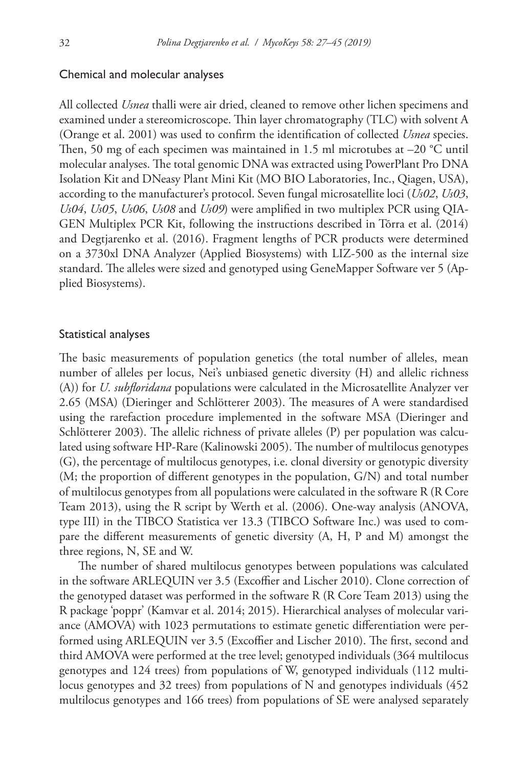## Chemical and molecular analyses

All collected *Usnea* thalli were air dried, cleaned to remove other lichen specimens and examined under a stereomicroscope. Thin layer chromatography (TLC) with solvent A (Orange et al. 2001) was used to confirm the identification of collected *Usnea* species. Then, 50 mg of each specimen was maintained in 1.5 ml microtubes at –20 °C until molecular analyses. The total genomic DNA was extracted using PowerPlant Pro DNA Isolation Kit and DNeasy Plant Mini Kit (MO BIO Laboratories, Inc., Qiagen, USA), according to the manufacturer's protocol. Seven fungal microsatellite loci (*Us02*, *Us03*, *Us04*, *Us05*, *Us06*, *Us08* and *Us09*) were amplified in two multiplex PCR using QIAGEN Multiplex PCR Kit, following the instructions described in Tõrra et al. (2014) and Degtjarenko et al. (2016). Fragment lengths of PCR products were determined on a 3730xl DNA Analyzer (Applied Biosystems) with LIZ-500 as the internal size standard. The alleles were sized and genotyped using GeneMapper Software ver 5 (Applied Biosystems).

## Statistical analyses

The basic measurements of population genetics (the total number of alleles, mean number of alleles per locus, Nei's unbiased genetic diversity (H) and allelic richness (A)) for *U. subfloridana* populations were calculated in the Microsatellite Analyzer ver 2.65 (MSA) (Dieringer and Schlötterer 2003). The measures of A were standardised using the rarefaction procedure implemented in the software MSA (Dieringer and Schlötterer 2003). The allelic richness of private alleles (P) per population was calculated using software HP-Rare (Kalinowski 2005). The number of multilocus genotypes (G), the percentage of multilocus genotypes, i.e. clonal diversity or genotypic diversity (M; the proportion of different genotypes in the population, G/N) and total number of multilocus genotypes from all populations were calculated in the software R (R Core Team 2013), using the R script by Werth et al. (2006). One-way analysis (ANOVA, type III) in the TIBCO Statistica ver 13.3 (TIBCO Software Inc.) was used to compare the different measurements of genetic diversity (A, H, P and M) amongst the three regions, N, SE and W.

The number of shared multilocus genotypes between populations was calculated in the software ARLEQUIN ver 3.5 (Excoffier and Lischer 2010). Clone correction of the genotyped dataset was performed in the software R (R Core Team 2013) using the R package 'poppr' (Kamvar et al. 2014; 2015). Hierarchical analyses of molecular variance (AMOVA) with 1023 permutations to estimate genetic differentiation were performed using ARLEQUIN ver 3.5 (Excoffier and Lischer 2010). The first, second and third AMOVA were performed at the tree level; genotyped individuals (364 multilocus genotypes and 124 trees) from populations of W, genotyped individuals (112 multilocus genotypes and 32 trees) from populations of N and genotypes individuals (452 multilocus genotypes and 166 trees) from populations of SE were analysed separately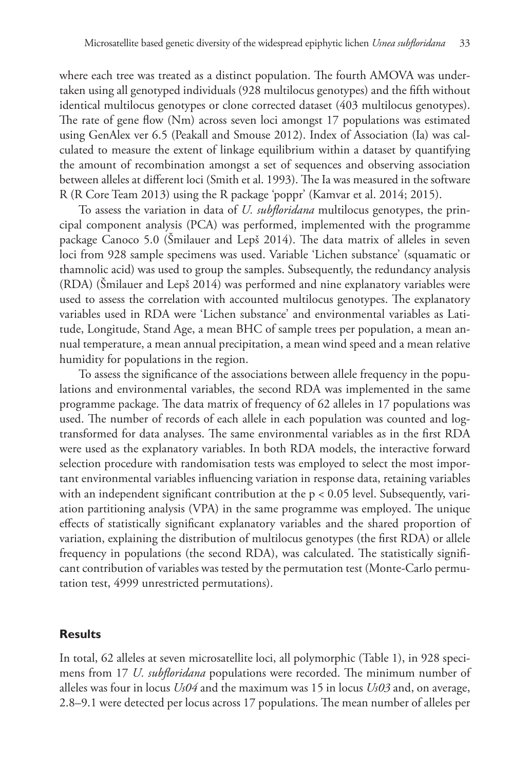where each tree was treated as a distinct population. The fourth AMOVA was undertaken using all genotyped individuals (928 multilocus genotypes) and the fifth without identical multilocus genotypes or clone corrected dataset (403 multilocus genotypes). The rate of gene flow (Nm) across seven loci amongst 17 populations was estimated using GenAlex ver 6.5 (Peakall and Smouse 2012). Index of Association (Ia) was calculated to measure the extent of linkage equilibrium within a dataset by quantifying the amount of recombination amongst a set of sequences and observing association between alleles at different loci (Smith et al. 1993). The Ia was measured in the software R (R Core Team 2013) using the R package 'poppr' (Kamvar et al. 2014; 2015).

To assess the variation in data of *U. subfloridana* multilocus genotypes, the principal component analysis (PCA) was performed, implemented with the programme package Canoco 5.0 (Šmilauer and Lepš 2014). The data matrix of alleles in seven loci from 928 sample specimens was used. Variable 'Lichen substance' (squamatic or thamnolic acid) was used to group the samples. Subsequently, the redundancy analysis (RDA) (Šmilauer and Lepš 2014) was performed and nine explanatory variables were used to assess the correlation with accounted multilocus genotypes. The explanatory variables used in RDA were 'Lichen substance' and environmental variables as Latitude, Longitude, Stand Age, a mean BHC of sample trees per population, a mean annual temperature, a mean annual precipitation, a mean wind speed and a mean relative humidity for populations in the region.

To assess the significance of the associations between allele frequency in the populations and environmental variables, the second RDA was implemented in the same programme package. The data matrix of frequency of 62 alleles in 17 populations was used. The number of records of each allele in each population was counted and log-transformed for data analyses. The same environmental variables as in the first RDA were used as the explanatory variables. In both RDA models, the interactive forward selection procedure with randomisation tests was employed to select the most important environmental variables influencing variation in response data, retaining variables with an independent significant contribution at the $p < 0.05$ level. Subsequently, variation partitioning analysis (VPA) in the same programme was employed. The unique effects of statistically significant explanatory variables and the shared proportion of variation, explaining the distribution of multilocus genotypes (the first RDA) or allele frequency in populations (the second RDA), was calculated. The statistically significant contribution of variables was tested by the permutation test (Monte-Carlo permutation test, 4999 unrestricted permutations).

## Results

In total, 62 alleles at seven microsatellite loci, all polymorphic (Table 1), in 928 specimens from 17 *U. subfloridana* populations were recorded. The minimum number of alleles was four in locus *Us04* and the maximum was 15 in locus *Us03* and, on average, 2.8–9.1 were detected per locus across 17 populations. The mean number of alleles per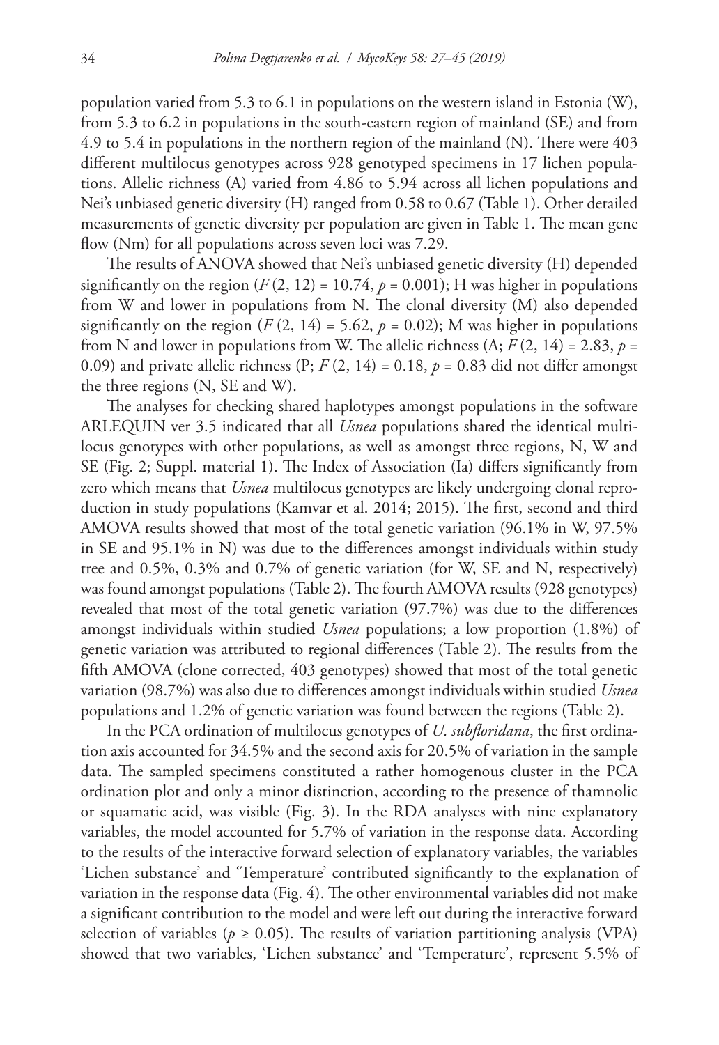population varied from 5.3 to 6.1 in populations on the western island in Estonia (W), from 5.3 to 6.2 in populations in the south-eastern region of mainland (SE) and from 4.9 to 5.4 in populations in the northern region of the mainland (N). There were 403 different multilocus genotypes across 928 genotyped specimens in 17 lichen populations. Allelic richness (A) varied from 4.86 to 5.94 across all lichen populations and Nei's unbiased genetic diversity (H) ranged from 0.58 to 0.67 (Table 1). Other detailed measurements of genetic diversity per population are given in Table 1. The mean gene flow (Nm) for all populations across seven loci was 7.29.

The results of ANOVA showed that Nei's unbiased genetic diversity (H) depended significantly on the region ($F$ (2, 12) = 10.74, $p$ = 0.001); H was higher in populations from W and lower in populations from N. The clonal diversity (M) also depended significantly on the region ($F$ (2, 14) = 5.62, $p$ = 0.02); M was higher in populations from N and lower in populations from W. The allelic richness (A; $F$ (2, 14) = 2.83, $p$ = 0.09) and private allelic richness (P; $F$ (2, 14) = 0.18, $p$ = 0.83 did not differ amongst the three regions (N, SE and W).

The analyses for checking shared haplotypes amongst populations in the software ARLEQUIN ver 3.5 indicated that all *Usnea* populations shared the identical multilocus genotypes with other populations, as well as amongst three regions, N, W and SE (Fig. 2; Suppl. material 1). The Index of Association (Ia) differs significantly from zero which means that *Usnea* multilocus genotypes are likely undergoing clonal reproduction in study populations (Kamvar et al. 2014; 2015). The first, second and third AMOVA results showed that most of the total genetic variation (96.1% in W, 97.5% in SE and 95.1% in N) was due to the differences amongst individuals within study tree and 0.5%, 0.3% and 0.7% of genetic variation (for W, SE and N, respectively) was found amongst populations (Table 2). The fourth AMOVA results (928 genotypes) revealed that most of the total genetic variation (97.7%) was due to the differences amongst individuals within studied *Usnea* populations; a low proportion (1.8%) of genetic variation was attributed to regional differences (Table 2). The results from the fifth AMOVA (clone corrected, 403 genotypes) showed that most of the total genetic variation (98.7%) was also due to differences amongst individuals within studied *Usnea* populations and 1.2% of genetic variation was found between the regions (Table 2).

In the PCA ordination of multilocus genotypes of *U. subfloridana*, the first ordination axis accounted for 34.5% and the second axis for 20.5% of variation in the sample data. The sampled specimens constituted a rather homogenous cluster in the PCA ordination plot and only a minor distinction, according to the presence of thamnolic or squamatic acid, was visible (Fig. 3). In the RDA analyses with nine explanatory variables, the model accounted for 5.7% of variation in the response data. According to the results of the interactive forward selection of explanatory variables, the variables 'Lichen substance' and 'Temperature' contributed significantly to the explanation of variation in the response data (Fig. 4). The other environmental variables did not make a significant contribution to the model and were left out during the interactive forward selection of variables ($p \geq 0.05$). The results of variation partitioning analysis (VPA) showed that two variables, 'Lichen substance' and 'Temperature', represent 5.5% of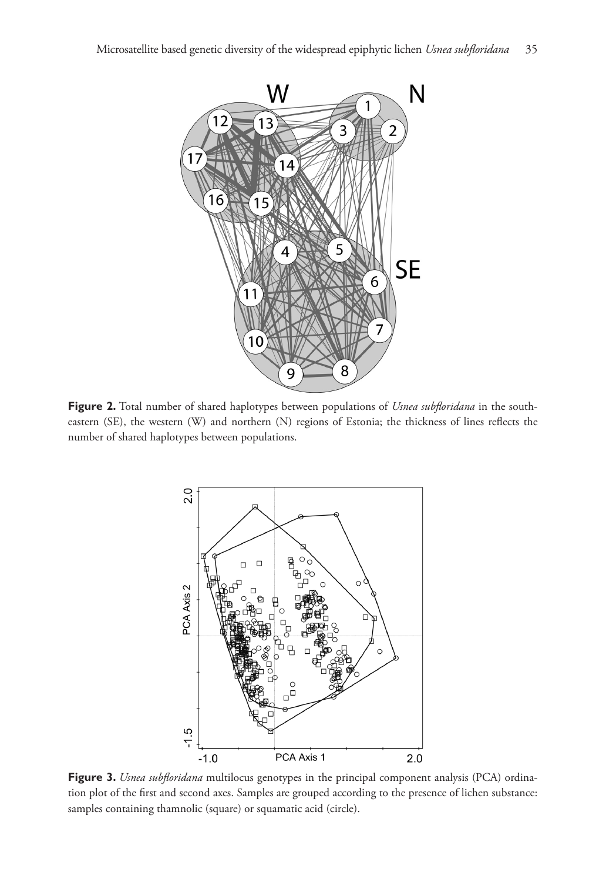**Figure 2.** Total number of shared haplotypes between populations of *Usnea subfloridana* in the south-eastern (SE), the western (W) and northern (N) regions of Estonia; the thickness of lines reflects the number of shared haplotypes between populations.

**Figure 3.** *Usnea subfloridana* multilocus genotypes in the principal component analysis (PCA) ordination plot of the first and second axes. Samples are grouped according to the presence of lichen substance: samples containing thamnolic (square) or squamatic acid (circle).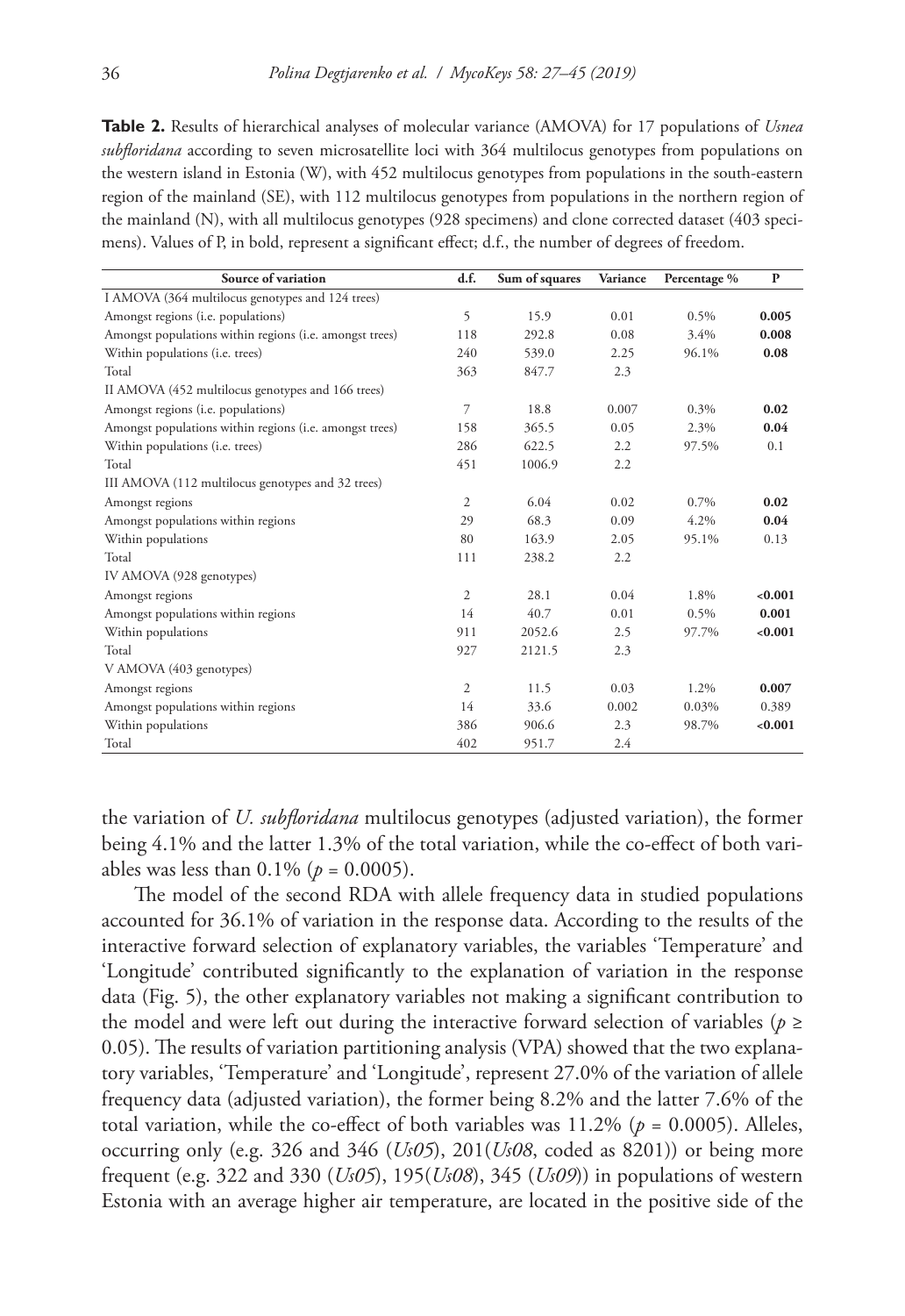**Table 2.** Results of hierarchical analyses of molecular variance (AMOVA) for 17 populations of *Usnea subfloridana* according to seven microsatellite loci with 364 multilocus genotypes from populations on the western island in Estonia (W), with 452 multilocus genotypes from populations in the south-eastern region of the mainland (SE), with 112 multilocus genotypes from populations in the northern region of the mainland (N), with all multilocus genotypes (928 specimens) and clone corrected dataset (403 specimens). Values of P, in bold, represent a significant effect; d.f., the number of degrees of freedom.

| Source of variation | d.f. | Sum of squares | Variance | Percentage % | P |
|---|---|---|---|---|---|
| I AMOVA (364 multilocus genotypes and 124 trees) | | | | | |
| Amongst regions (i.e. populations) | 5 | 15.9 | 0.01 | 0.5% | **0.005** |
| Amongst populations within regions (i.e. amongst trees) | 118 | 292.8 | 0.08 | 3.4% | **0.008** |
| Within populations (i.e. trees) | 240 | 539.0 | 2.25 | 96.1% | **0.08** |
| Total | 363 | 847.7 | 2.3 | | |
| II AMOVA (452 multilocus genotypes and 166 trees) | | | | | |
| Amongst regions (i.e. populations) | 7 | 18.8 | 0.007 | 0.3% | **0.02** |
| Amongst populations within regions (i.e. amongst trees) | 158 | 365.5 | 0.05 | 2.3% | **0.04** |
| Within populations (i.e. trees) | 286 | 622.5 | 2.2 | 97.5% | 0.1 |
| Total | 451 | 1006.9 | 2.2 | | |
| III AMOVA (112 multilocus genotypes and 32 trees) | | | | | |
| Amongst regions | 2 | 6.04 | 0.02 | 0.7% | **0.02** |
| Amongst populations within regions | 29 | 68.3 | 0.09 | 4.2% | **0.04** |
| Within populations | 80 | 163.9 | 2.05 | 95.1% | 0.13 |
| Total | 111 | 238.2 | 2.2 | | |
| IV AMOVA (928 genotypes) | | | | | |
| Amongst regions | 2 | 28.1 | 0.04 | 1.8% | **<0.001** |
| Amongst populations within regions | 14 | 40.7 | 0.01 | 0.5% | **0.001** |
| Within populations | 911 | 2052.6 | 2.5 | 97.7% | **<0.001** |
| Total | 927 | 2121.5 | 2.3 | | |
| V AMOVA (403 genotypes) | | | | | |
| Amongst regions | 2 | 11.5 | 0.03 | 1.2% | **0.007** |
| Amongst populations within regions | 14 | 33.6 | 0.002 | 0.03% | 0.389 |
| Within populations | 386 | 906.6 | 2.3 | 98.7% | **<0.001** |
| Total | 402 | 951.7 | 2.4 | | |

the variation of *U. subfloridana* multilocus genotypes (adjusted variation), the former being 4.1% and the latter 1.3% of the total variation, while the co-effect of both variables was less than 0.1% ($p = 0.0005$).

The model of the second RDA with allele frequency data in studied populations accounted for 36.1% of variation in the response data. According to the results of the interactive forward selection of explanatory variables, the variables 'Temperature' and 'Longitude' contributed significantly to the explanation of variation in the response data (Fig. 5), the other explanatory variables not making a significant contribution to the model and were left out during the interactive forward selection of variables ($p \geq 0.05$). The results of variation partitioning analysis (VPA) showed that the two explanatory variables, 'Temperature' and 'Longitude', represent 27.0% of the variation of allele frequency data (adjusted variation), the former being 8.2% and the latter 7.6% of the total variation, while the co-effect of both variables was 11.2% ($p = 0.0005$). Alleles, occurring only (e.g. 326 and 346 (*Us05*), 201(*Us08*, coded as 8201)) or being more frequent (e.g. 322 and 330 (*Us05*), 195(*Us08*), 345 (*Us09*)) in populations of western Estonia with an average higher air temperature, are located in the positive side of the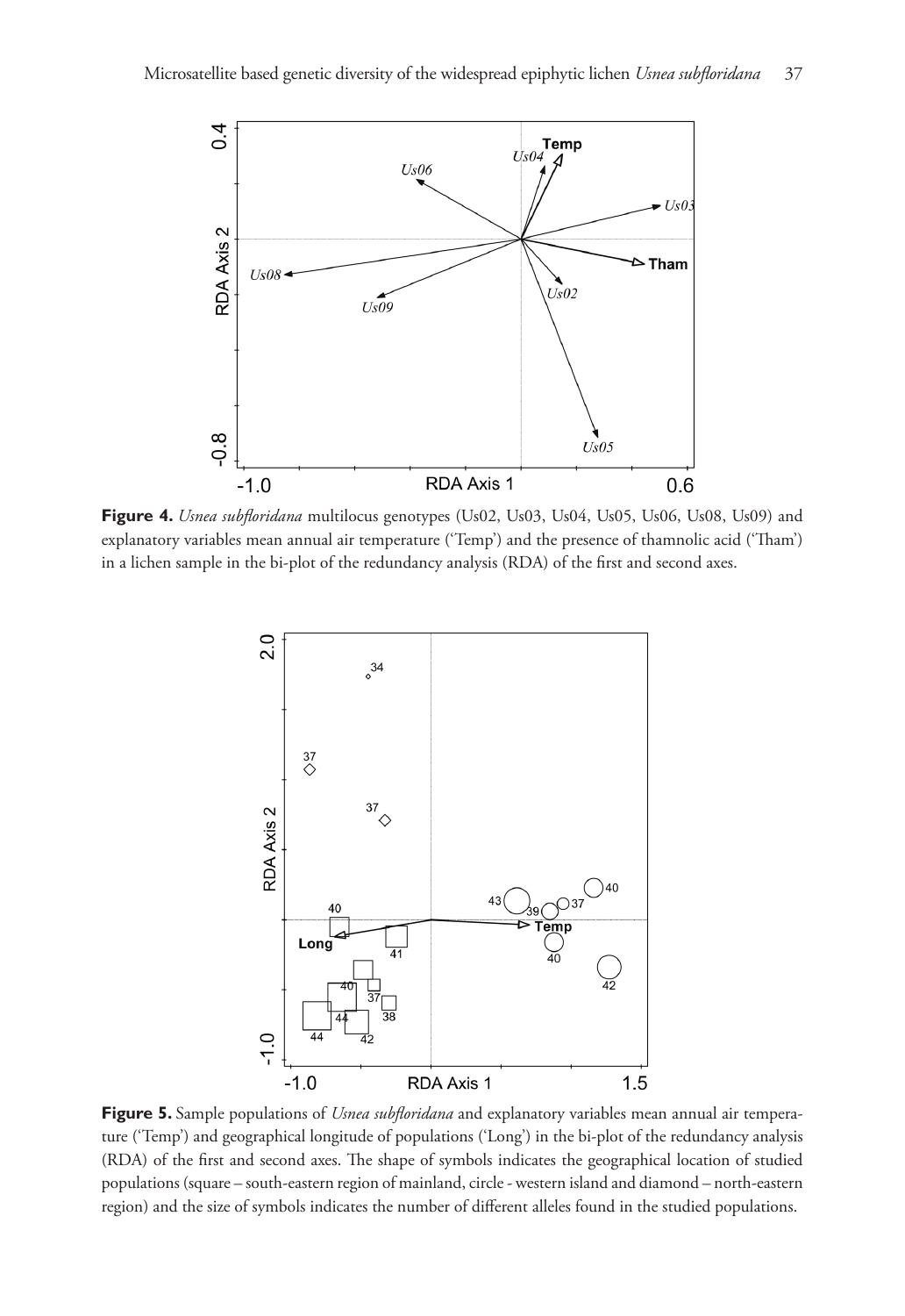**Figure 4.** *Usnea subfloridana* multilocus genotypes (Us02, Us03, Us04, Us05, Us06, Us08, Us09) and explanatory variables mean annual air temperature ('Temp') and the presence of thamnolic acid ('Tham') in a lichen sample in the bi-plot of the redundancy analysis (RDA) of the first and second axes.

**Figure 5.** Sample populations of *Usnea subfloridana* and explanatory variables mean annual air temperature ('Temp') and geographical longitude of populations ('Long') in the bi-plot of the redundancy analysis (RDA) of the first and second axes. The shape of symbols indicates the geographical location of studied populations (square – south-eastern region of mainland, circle - western island and diamond – north-eastern region) and the size of symbols indicates the number of different alleles found in the studied populations.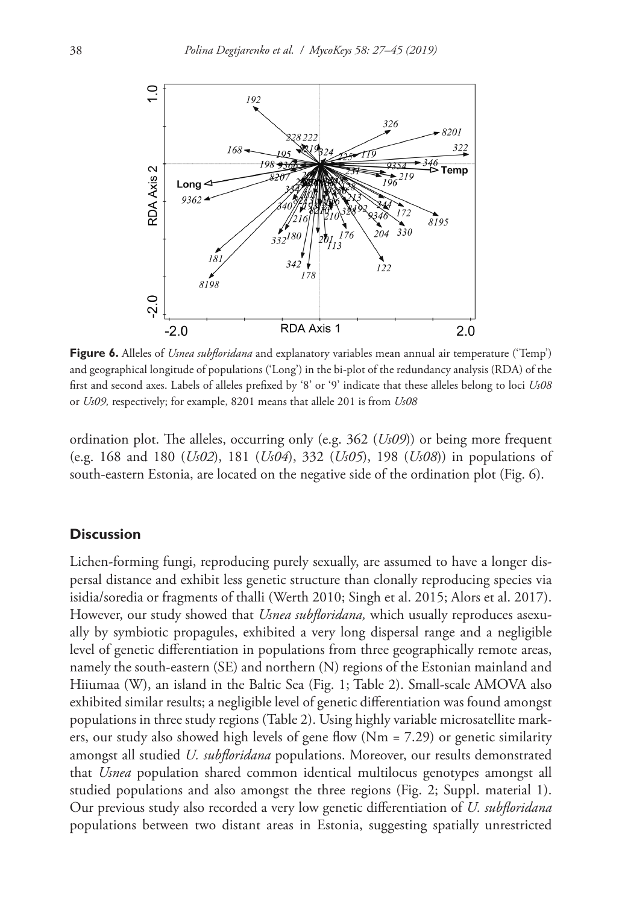**Figure 6.** Alleles of *Usnea subfloridana* and explanatory variables mean annual air temperature ('Temp') and geographical longitude of populations ('Long') in the bi-plot of the redundancy analysis (RDA) of the first and second axes. Labels of alleles prefixed by '8' or '9' indicate that these alleles belong to loci *Us08* or *Us09,* respectively; for example, 8201 means that allele 201 is from *Us08*

ordination plot. The alleles, occurring only (e.g. 362 (*Us09*)) or being more frequent (e.g. 168 and 180 (*Us02*), 181 (*Us04*), 332 (*Us05*), 198 (*Us08*)) in populations of south-eastern Estonia, are located on the negative side of the ordination plot (Fig. 6).

## Discussion

Lichen-forming fungi, reproducing purely sexually, are assumed to have a longer dispersal distance and exhibit less genetic structure than clonally reproducing species via isidia/soredia or fragments of thalli (Werth 2010; Singh et al. 2015; Alors et al. 2017). However, our study showed that *Usnea subfloridana,* which usually reproduces asexually by symbiotic propagules, exhibited a very long dispersal range and a negligible level of genetic differentiation in populations from three geographically remote areas, namely the south-eastern (SE) and northern (N) regions of the Estonian mainland and Hiiumaa (W), an island in the Baltic Sea (Fig. 1; Table 2). Small-scale AMOVA also exhibited similar results; a negligible level of genetic differentiation was found amongst populations in three study regions (Table 2). Using highly variable microsatellite markers, our study also showed high levels of gene flow (Nm = 7.29) or genetic similarity amongst all studied *U. subfloridana* populations. Moreover, our results demonstrated that *Usnea* population shared common identical multilocus genotypes amongst all studied populations and also amongst the three regions (Fig. 2; Suppl. material 1). Our previous study also recorded a very low genetic differentiation of *U. subfloridana* populations between two distant areas in Estonia, suggesting spatially unrestricted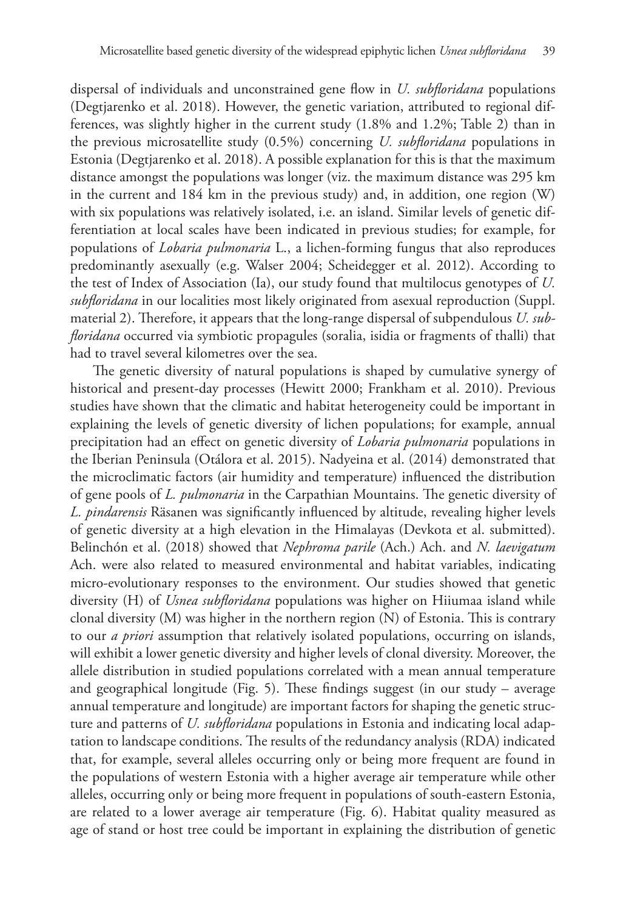dispersal of individuals and unconstrained gene flow in *U. subfloridana* populations (Degtjarenko et al. 2018). However, the genetic variation, attributed to regional differences, was slightly higher in the current study (1.8% and 1.2%; Table 2) than in the previous microsatellite study (0.5%) concerning *U. subfloridana* populations in Estonia (Degtjarenko et al. 2018). A possible explanation for this is that the maximum distance amongst the populations was longer (viz. the maximum distance was 295 km in the current and 184 km in the previous study) and, in addition, one region (W) with six populations was relatively isolated, i.e. an island. Similar levels of genetic differentiation at local scales have been indicated in previous studies; for example, for populations of *Lobaria pulmonaria* L., a lichen-forming fungus that also reproduces predominantly asexually (e.g. Walser 2004; Scheidegger et al. 2012). According to the test of Index of Association (Ia), our study found that multilocus genotypes of *U. subfloridana* in our localities most likely originated from asexual reproduction (Suppl. material 2). Therefore, it appears that the long-range dispersal of subpendulous *U. subfloridana* occurred via symbiotic propagules (soralia, isidia or fragments of thalli) that had to travel several kilometres over the sea.

The genetic diversity of natural populations is shaped by cumulative synergy of historical and present-day processes (Hewitt 2000; Frankham et al. 2010). Previous studies have shown that the climatic and habitat heterogeneity could be important in explaining the levels of genetic diversity of lichen populations; for example, annual precipitation had an effect on genetic diversity of *Lobaria pulmonaria* populations in the Iberian Peninsula (Otálora et al. 2015). Nadyeina et al. (2014) demonstrated that the microclimatic factors (air humidity and temperature) influenced the distribution of gene pools of *L. pulmonaria* in the Carpathian Mountains. The genetic diversity of *L. pindarensis* Räsänen was significantly influenced by altitude, revealing higher levels of genetic diversity at a high elevation in the Himalayas (Devkota et al. submitted). Belinchón et al. (2018) showed that *Nephroma parile* (Ach.) Ach. and *N. laevigatum* Ach. were also related to measured environmental and habitat variables, indicating micro-evolutionary responses to the environment. Our studies showed that genetic diversity (H) of *Usnea subfloridana* populations was higher on Hiiumaa island while clonal diversity (M) was higher in the northern region (N) of Estonia. This is contrary to our *a priori* assumption that relatively isolated populations, occurring on islands, will exhibit a lower genetic diversity and higher levels of clonal diversity. Moreover, the allele distribution in studied populations correlated with a mean annual temperature and geographical longitude (Fig. 5). These findings suggest (in our study – average annual temperature and longitude) are important factors for shaping the genetic structure and patterns of *U. subfloridana* populations in Estonia and indicating local adaptation to landscape conditions. The results of the redundancy analysis (RDA) indicated that, for example, several alleles occurring only or being more frequent are found in the populations of western Estonia with a higher average air temperature while other alleles, occurring only or being more frequent in populations of south-eastern Estonia, are related to a lower average air temperature (Fig. 6). Habitat quality measured as age of stand or host tree could be important in explaining the distribution of genetic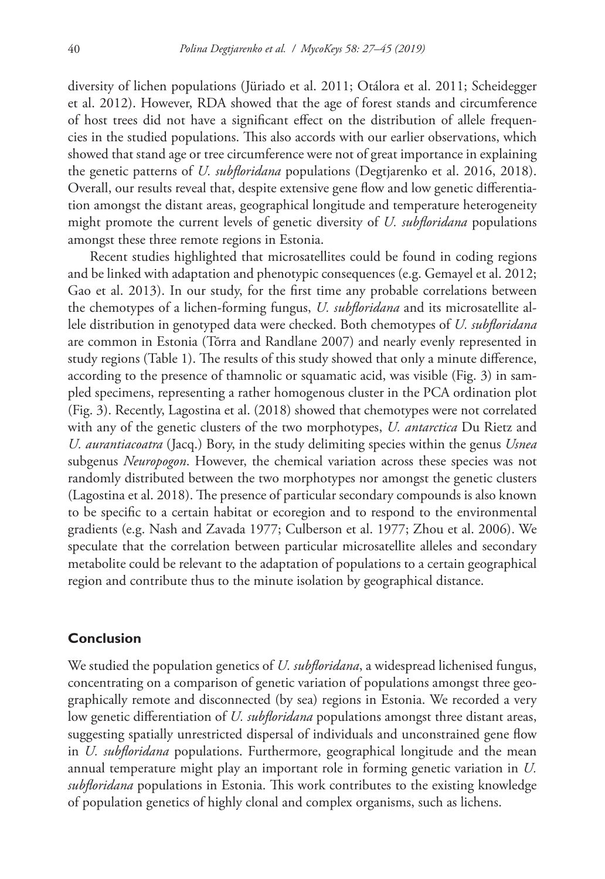diversity of lichen populations (Jüriado et al. 2011; Otálora et al. 2011; Scheidegger et al. 2012). However, RDA showed that the age of forest stands and circumference of host trees did not have a significant effect on the distribution of allele frequencies in the studied populations. This also accords with our earlier observations, which showed that stand age or tree circumference were not of great importance in explaining the genetic patterns of *U. subfloridana* populations (Degtjarenko et al. 2016, 2018). Overall, our results reveal that, despite extensive gene flow and low genetic differentiation amongst the distant areas, geographical longitude and temperature heterogeneity might promote the current levels of genetic diversity of *U. subfloridana* populations amongst these three remote regions in Estonia.

Recent studies highlighted that microsatellites could be found in coding regions and be linked with adaptation and phenotypic consequences (e.g. Gemayel et al. 2012; Gao et al. 2013). In our study, for the first time any probable correlations between the chemotypes of a lichen-forming fungus, *U. subfloridana* and its microsatellite allele distribution in genotyped data were checked. Both chemotypes of *U. subfloridana* are common in Estonia (Tõrra and Randlane 2007) and nearly evenly represented in study regions (Table 1). The results of this study showed that only a minute difference, according to the presence of thamnolic or squamatic acid, was visible (Fig. 3) in sampled specimens, representing a rather homogenous cluster in the PCA ordination plot (Fig. 3). Recently, Lagostina et al. (2018) showed that chemotypes were not correlated with any of the genetic clusters of the two morphotypes, *U. antarctica* Du Rietz and *U. aurantiacoatra* (Jacq.) Bory, in the study delimiting species within the genus *Usnea* subgenus *Neuropogon*. However, the chemical variation across these species was not randomly distributed between the two morphotypes nor amongst the genetic clusters (Lagostina et al. 2018). The presence of particular secondary compounds is also known to be specific to a certain habitat or ecoregion and to respond to the environmental gradients (e.g. Nash and Zavada 1977; Culberson et al. 1977; Zhou et al. 2006). We speculate that the correlation between particular microsatellite alleles and secondary metabolite could be relevant to the adaptation of populations to a certain geographical region and contribute thus to the minute isolation by geographical distance.

## Conclusion

We studied the population genetics of *U. subfloridana*, a widespread lichenised fungus, concentrating on a comparison of genetic variation of populations amongst three geographically remote and disconnected (by sea) regions in Estonia. We recorded a very low genetic differentiation of *U. subfloridana* populations amongst three distant areas, suggesting spatially unrestricted dispersal of individuals and unconstrained gene flow in *U. subfloridana* populations. Furthermore, geographical longitude and the mean annual temperature might play an important role in forming genetic variation in *U. subfloridana* populations in Estonia. This work contributes to the existing knowledge of population genetics of highly clonal and complex organisms, such as lichens.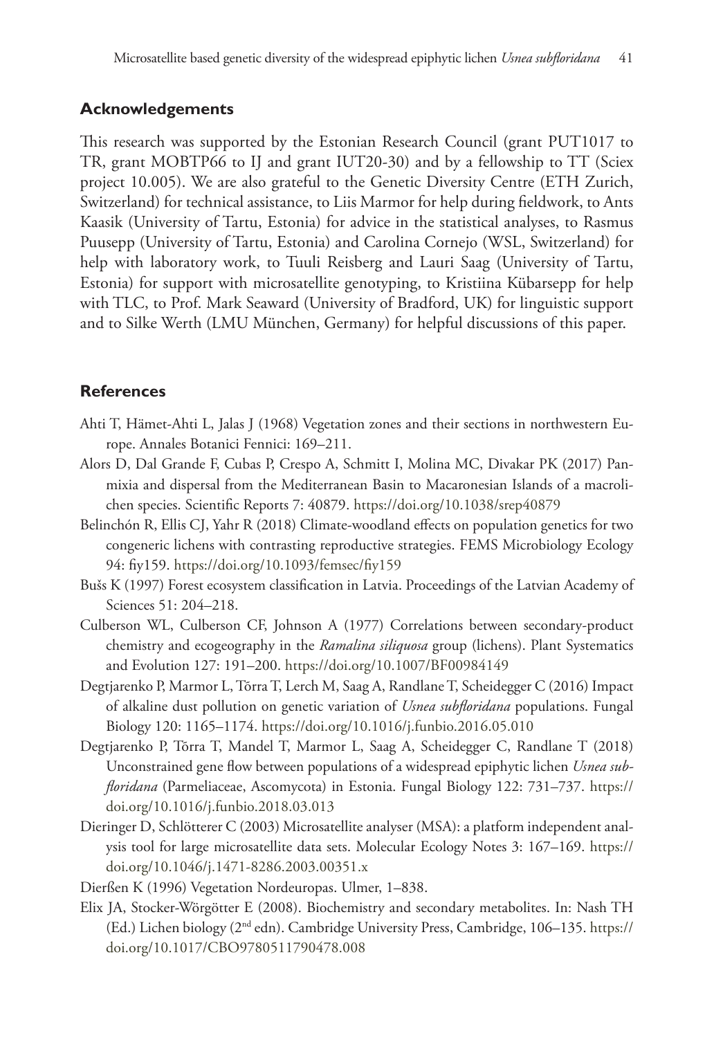## Acknowledgements

This research was supported by the Estonian Research Council (grant PUT1017 to TR, grant MOBTP66 to IJ and grant IUT20-30) and by a fellowship to TT (Sciex project 10.005). We are also grateful to the Genetic Diversity Centre (ETH Zurich, Switzerland) for technical assistance, to Liis Marmor for help during fieldwork, to Ants Kaasik (University of Tartu, Estonia) for advice in the statistical analyses, to Rasmus Puusepp (University of Tartu, Estonia) and Carolina Cornejo (WSL, Switzerland) for help with laboratory work, to Tuuli Reisberg and Lauri Saag (University of Tartu, Estonia) for support with microsatellite genotyping, to Kristiina Kübarsepp for help with TLC, to Prof. Mark Seaward (University of Bradford, UK) for linguistic support and to Silke Werth (LMU München, Germany) for helpful discussions of this paper.

## References

Ahti T, Hämet-Ahti L, Jalas J (1968) Vegetation zones and their sections in northwestern Europe. Annales Botanici Fennici: 169–211.

Alors D, Dal Grande F, Cubas P, Crespo A, Schmitt I, Molina MC, Divakar PK (2017) Panmixia and dispersal from the Mediterranean Basin to Macaronesian Islands of a macrolichen species. Scientific Reports 7: 40879. https://doi.org/10.1038/srep40879

Belinchón R, Ellis CJ, Yahr R (2018) Climate-woodland effects on population genetics for two congeneric lichens with contrasting reproductive strategies. FEMS Microbiology Ecology 94: fiy159. https://doi.org/10.1093/femsec/fiy159

Bušs K (1997) Forest ecosystem classification in Latvia. Proceedings of the Latvian Academy of Sciences 51: 204–218.

Culberson WL, Culberson CF, Johnson A (1977) Correlations between secondary-product chemistry and ecogeography in the *Ramalina siliquosa* group (lichens). Plant Systematics and Evolution 127: 191–200. https://doi.org/10.1007/BF00984149

Degtjarenko P, Marmor L, Tõrra T, Lerch M, Saag A, Randlane T, Scheidegger C (2016) Impact of alkaline dust pollution on genetic variation of *Usnea subfloridana* populations. Fungal Biology 120: 1165–1174. https://doi.org/10.1016/j.funbio.2016.05.010

Degtjarenko P, Tõrra T, Mandel T, Marmor L, Saag A, Scheidegger C, Randlane T (2018) Unconstrained gene flow between populations of a widespread epiphytic lichen *Usnea subfloridana* (Parmeliaceae, Ascomycota) in Estonia. Fungal Biology 122: 731–737. https://doi.org/10.1016/j.funbio.2018.03.013

Dieringer D, Schlötterer C (2003) Microsatellite analyser (MSA): a platform independent analysis tool for large microsatellite data sets. Molecular Ecology Notes 3: 167–169. https://doi.org/10.1046/j.1471-8286.2003.00351.x

Dierßen K (1996) Vegetation Nordeuropas. Ulmer, 1–838.

Elix JA, Stocker-Wörgötter E (2008). Biochemistry and secondary metabolites. In: Nash TH (Ed.) Lichen biology (2nd edn). Cambridge University Press, Cambridge, 106–135. https://doi.org/10.1017/CBO9780511790478.008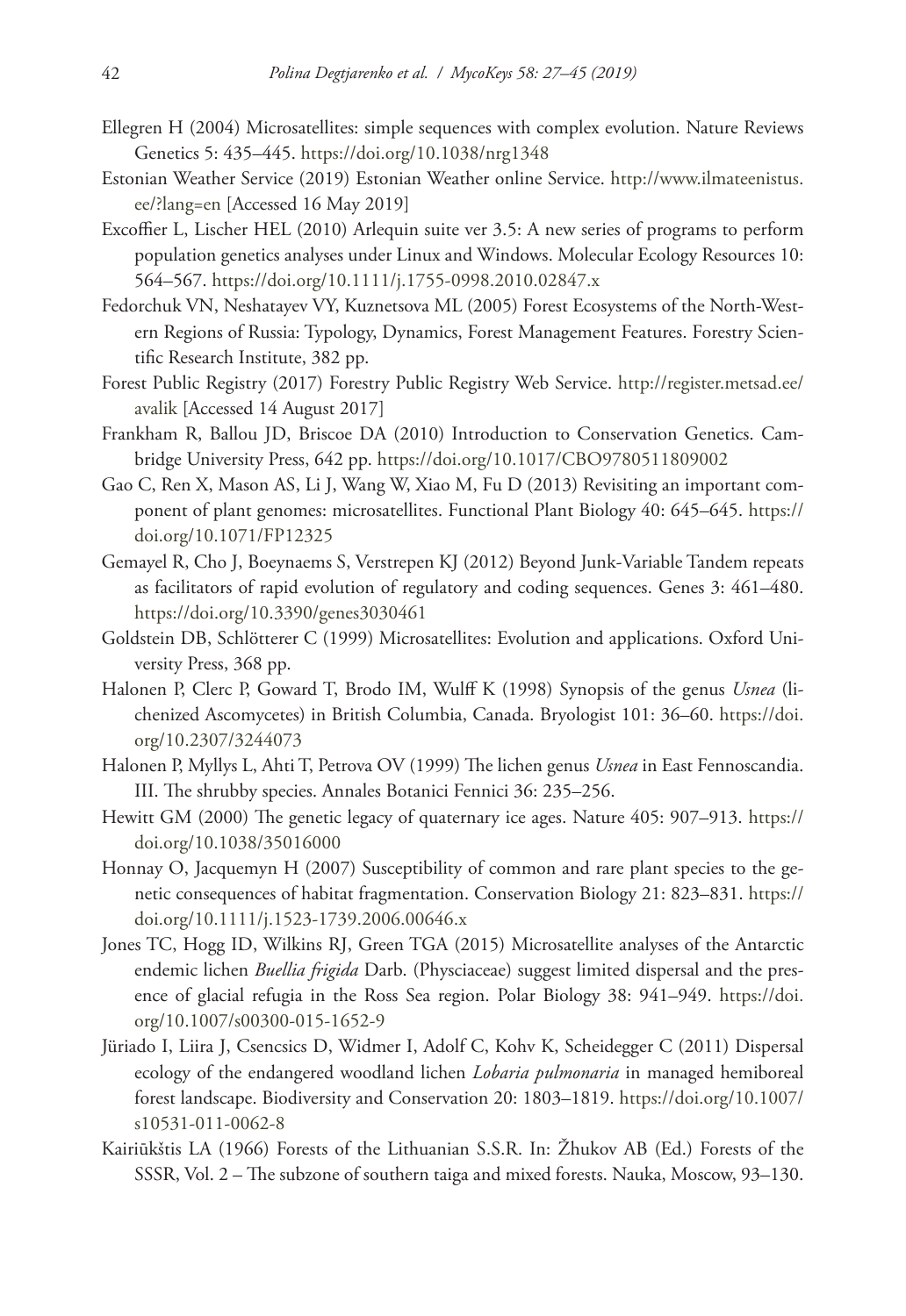Ellegren H (2004) Microsatellites: simple sequences with complex evolution. Nature Reviews Genetics 5: 435–445. https://doi.org/10.1038/nrg1348

Estonian Weather Service (2019) Estonian Weather online Service. http://www.ilmateenistus.ee/?lang=en [Accessed 16 May 2019]

Excoffier L, Lischer HEL (2010) Arlequin suite ver 3.5: A new series of programs to perform population genetics analyses under Linux and Windows. Molecular Ecology Resources 10: 564–567. https://doi.org/10.1111/j.1755-0998.2010.02847.x

Fedorchuk VN, Neshatayev VY, Kuznetsova ML (2005) Forest Ecosystems of the North-Western Regions of Russia: Typology, Dynamics, Forest Management Features. Forestry Scientific Research Institute, 382 pp.

Forest Public Registry (2017) Forestry Public Registry Web Service. http://register.metsad.ee/avalik [Accessed 14 August 2017]

Frankham R, Ballou JD, Briscoe DA (2010) Introduction to Conservation Genetics. Cambridge University Press, 642 pp. https://doi.org/10.1017/CBO9780511809002

Gao C, Ren X, Mason AS, Li J, Wang W, Xiao M, Fu D (2013) Revisiting an important component of plant genomes: microsatellites. Functional Plant Biology 40: 645–645. https://doi.org/10.1071/FP12325

Gemayel R, Cho J, Boeynaems S, Verstrepen KJ (2012) Beyond Junk-Variable Tandem repeats as facilitators of rapid evolution of regulatory and coding sequences. Genes 3: 461–480. https://doi.org/10.3390/genes3030461

Goldstein DB, Schlötterer C (1999) Microsatellites: Evolution and applications. Oxford University Press, 368 pp.

Halonen P, Clerc P, Goward T, Brodo IM, Wulff K (1998) Synopsis of the genus *Usnea* (lichenized Ascomycetes) in British Columbia, Canada. Bryologist 101: 36–60. https://doi.org/10.2307/3244073

Halonen P, Myllys L, Ahti T, Petrova OV (1999) The lichen genus *Usnea* in East Fennoscandia. III. The shrubby species. Annales Botanici Fennici 36: 235–256.

Hewitt GM (2000) The genetic legacy of quaternary ice ages. Nature 405: 907–913. https://doi.org/10.1038/35016000

Honnay O, Jacquemyn H (2007) Susceptibility of common and rare plant species to the genetic consequences of habitat fragmentation. Conservation Biology 21: 823–831. https://doi.org/10.1111/j.1523-1739.2006.00646.x

Jones TC, Hogg ID, Wilkins RJ, Green TGA (2015) Microsatellite analyses of the Antarctic endemic lichen *Buellia frigida* Darb. (Physciaceae) suggest limited dispersal and the presence of glacial refugia in the Ross Sea region. Polar Biology 38: 941–949. https://doi.org/10.1007/s00300-015-1652-9

Jüriado I, Liira J, Csencsics D, Widmer I, Adolf C, Kohv K, Scheidegger C (2011) Dispersal ecology of the endangered woodland lichen *Lobaria pulmonaria* in managed hemiboreal forest landscape. Biodiversity and Conservation 20: 1803–1819. https://doi.org/10.1007/s10531-011-0062-8

Kairiūkštis LA (1966) Forests of the Lithuanian S.S.R. In: Žhukov AB (Ed.) Forests of the SSSR, Vol. 2 – The subzone of southern taiga and mixed forests. Nauka, Moscow, 93–130.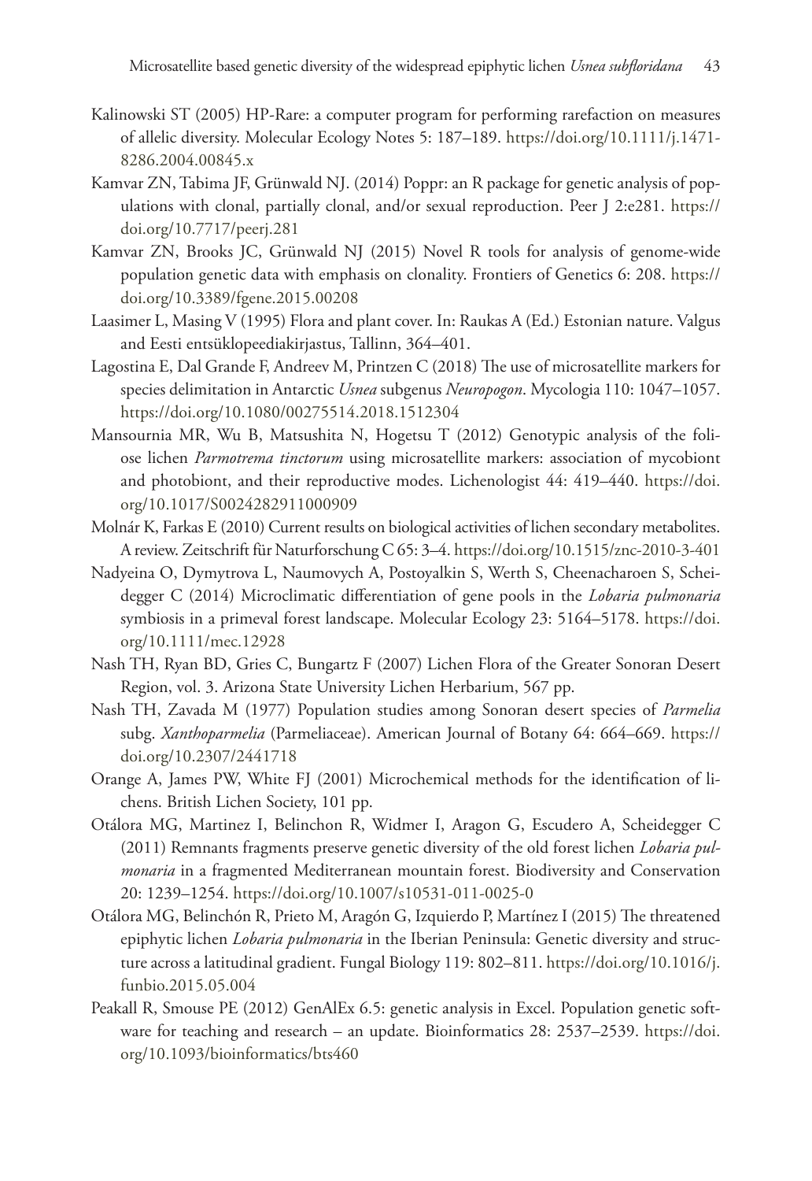Kalinowski ST (2005) HP-Rare: a computer program for performing rarefaction on measures of allelic diversity. Molecular Ecology Notes 5: 187–189. https://doi.org/10.1111/j.1471-8286.2004.00845.x

Kamvar ZN, Tabima JF, Grünwald NJ. (2014) Poppr: an R package for genetic analysis of populations with clonal, partially clonal, and/or sexual reproduction. Peer J 2:e281. https://doi.org/10.7717/peerj.281

Kamvar ZN, Brooks JC, Grünwald NJ (2015) Novel R tools for analysis of genome-wide population genetic data with emphasis on clonality. Frontiers of Genetics 6: 208. https://doi.org/10.3389/fgene.2015.00208

Laasimer L, Masing V (1995) Flora and plant cover. In: Raukas A (Ed.) Estonian nature. Valgus and Eesti entsüklopeediakirjastus, Tallinn, 364–401.

Lagostina E, Dal Grande F, Andreev M, Printzen C (2018) The use of microsatellite markers for species delimitation in Antarctic *Usnea* subgenus *Neuropogon*. Mycologia 110: 1047–1057. https://doi.org/10.1080/00275514.2018.1512304

Mansournia MR, Wu B, Matsushita N, Hogetsu T (2012) Genotypic analysis of the foliose lichen *Parmotrema tinctorum* using microsatellite markers: association of mycobiont and photobiont, and their reproductive modes. Lichenologist 44: 419–440. https://doi.org/10.1017/S0024282911000909

Molnár K, Farkas E (2010) Current results on biological activities of lichen secondary metabolites. A review. Zeitschrift für Naturforschung C 65: 3–4. https://doi.org/10.1515/znc-2010-3-401

Nadyeina O, Dymytrova L, Naumovych A, Postoyalkin S, Werth S, Cheenacharoen S, Scheidegger C (2014) Microclimatic differentiation of gene pools in the *Lobaria pulmonaria* symbiosis in a primeval forest landscape. Molecular Ecology 23: 5164–5178. https://doi.org/10.1111/mec.12928

Nash TH, Ryan BD, Gries C, Bungartz F (2007) Lichen Flora of the Greater Sonoran Desert Region, vol. 3. Arizona State University Lichen Herbarium, 567 pp.

Nash TH, Zavada M (1977) Population studies among Sonoran desert species of *Parmelia* subg. *Xanthoparmelia* (Parmeliaceae). American Journal of Botany 64: 664–669. https://doi.org/10.2307/2441718

Orange A, James PW, White FJ (2001) Microchemical methods for the identification of lichens. British Lichen Society, 101 pp.

Otálora MG, Martinez I, Belinchon R, Widmer I, Aragon G, Escudero A, Scheidegger C (2011) Remnants fragments preserve genetic diversity of the old forest lichen *Lobaria pulmonaria* in a fragmented Mediterranean mountain forest. Biodiversity and Conservation 20: 1239–1254. https://doi.org/10.1007/s10531-011-0025-0

Otálora MG, Belinchón R, Prieto M, Aragón G, Izquierdo P, Martínez I (2015) The threatened epiphytic lichen *Lobaria pulmonaria* in the Iberian Peninsula: Genetic diversity and structure across a latitudinal gradient. Fungal Biology 119: 802–811. https://doi.org/10.1016/j.funbio.2015.05.004

Peakall R, Smouse PE (2012) GenAlEx 6.5: genetic analysis in Excel. Population genetic software for teaching and research – an update. Bioinformatics 28: 2537–2539. https://doi.org/10.1093/bioinformatics/bts460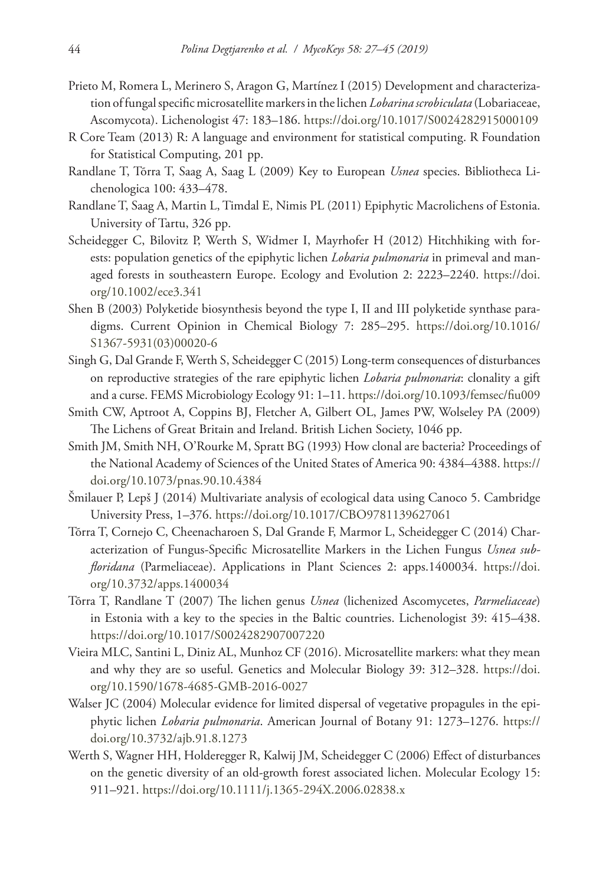Prieto M, Romera L, Merinero S, Aragon G, Martínez I (2015) Development and characterization of fungal specific microsatellite markers in the lichen *Lobarina scrobiculata* (Lobariaceae, Ascomycota). Lichenologist 47: 183–186. https://doi.org/10.1017/S0024282915000109

R Core Team (2013) R: A language and environment for statistical computing. R Foundation for Statistical Computing, 201 pp.

Randlane T, Tõrra T, Saag A, Saag L (2009) Key to European *Usnea* species. Bibliotheca Lichenologica 100: 433–478.

Randlane T, Saag A, Martin L, Timdal E, Nimis PL (2011) Epiphytic Macrolichens of Estonia. University of Tartu, 326 pp.

Scheidegger C, Bilovitz P, Werth S, Widmer I, Mayrhofer H (2012) Hitchhiking with forests: population genetics of the epiphytic lichen *Lobaria pulmonaria* in primeval and managed forests in southeastern Europe. Ecology and Evolution 2: 2223–2240. https://doi.org/10.1002/ece3.341

Shen B (2003) Polyketide biosynthesis beyond the type I, II and III polyketide synthase paradigms. Current Opinion in Chemical Biology 7: 285–295. https://doi.org/10.1016/S1367-5931(03)00020-6

Singh G, Dal Grande F, Werth S, Scheidegger C (2015) Long-term consequences of disturbances on reproductive strategies of the rare epiphytic lichen *Lobaria pulmonaria*: clonality a gift and a curse. FEMS Microbiology Ecology 91: 1–11. https://doi.org/10.1093/femsec/fiu009

Smith CW, Aptroot A, Coppins BJ, Fletcher A, Gilbert OL, James PW, Wolseley PA (2009) The Lichens of Great Britain and Ireland. British Lichen Society, 1046 pp.

Smith JM, Smith NH, O'Rourke M, Spratt BG (1993) How clonal are bacteria? Proceedings of the National Academy of Sciences of the United States of America 90: 4384–4388. https://doi.org/10.1073/pnas.90.10.4384

Šmilauer P, Lepš J (2014) Multivariate analysis of ecological data using Canoco 5. Cambridge University Press, 1–376. https://doi.org/10.1017/CBO9781139627061

Tõrra T, Cornejo C, Cheenacharoen S, Dal Grande F, Marmor L, Scheidegger C (2014) Characterization of Fungus-Specific Microsatellite Markers in the Lichen Fungus *Usnea subfloridana* (Parmeliaceae). Applications in Plant Sciences 2: apps.1400034. https://doi.org/10.3732/apps.1400034

Tõrra T, Randlane T (2007) The lichen genus *Usnea* (lichenized Ascomycetes, *Parmeliaceae*) in Estonia with a key to the species in the Baltic countries. Lichenologist 39: 415–438. https://doi.org/10.1017/S0024282907007220

Vieira MLC, Santini L, Diniz AL, Munhoz CF (2016). Microsatellite markers: what they mean and why they are so useful. Genetics and Molecular Biology 39: 312–328. https://doi.org/10.1590/1678-4685-GMB-2016-0027

Walser JC (2004) Molecular evidence for limited dispersal of vegetative propagules in the epiphytic lichen *Lobaria pulmonaria*. American Journal of Botany 91: 1273–1276. https://doi.org/10.3732/ajb.91.8.1273

Werth S, Wagner HH, Holderegger R, Kalwij JM, Scheidegger C (2006) Effect of disturbances on the genetic diversity of an old-growth forest associated lichen. Molecular Ecology 15: 911–921. https://doi.org/10.1111/j.1365-294X.2006.02838.x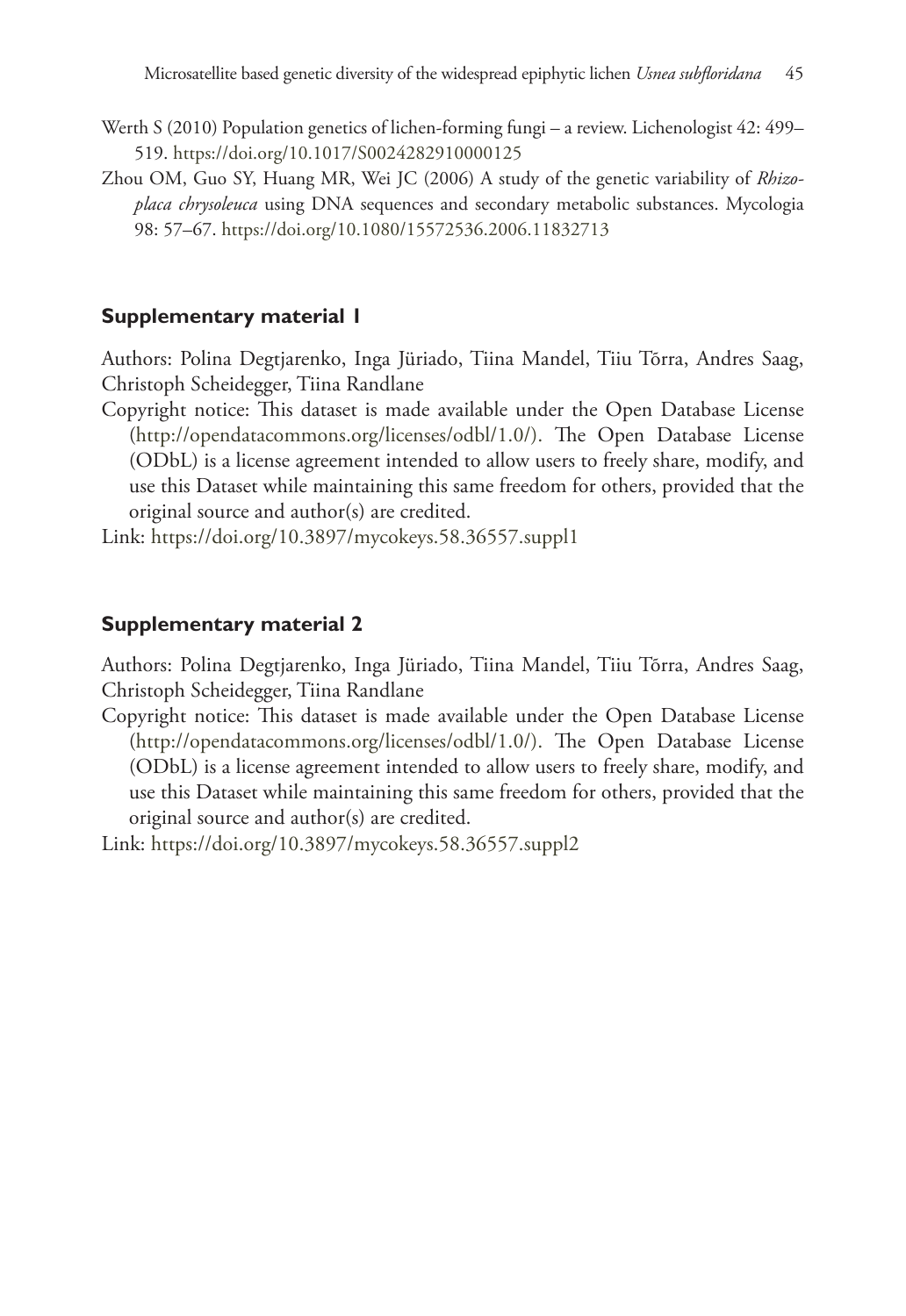Werth S (2010) Population genetics of lichen-forming fungi – a review. Lichenologist 42: 499–519. https://doi.org/10.1017/S0024282910000125

Zhou OM, Guo SY, Huang MR, Wei JC (2006) A study of the genetic variability of *Rhizoplaca chrysoleuca* using DNA sequences and secondary metabolic substances. Mycologia 98: 57–67. https://doi.org/10.1080/15572536.2006.11832713

### Supplementary material 1

Authors: Polina Degtjarenko, Inga Jüriado, Tiina Mandel, Tiiu Tõrra, Andres Saag, Christoph Scheidegger, Tiina Randlane

Copyright notice: This dataset is made available under the Open Database License (http://opendatacommons.org/licenses/odbl/1.0/). The Open Database License (ODbL) is a license agreement intended to allow users to freely share, modify, and use this Dataset while maintaining this same freedom for others, provided that the original source and author(s) are credited.

Link: https://doi.org/10.3897/mycokeys.58.36557.suppl1

### Supplementary material 2

Authors: Polina Degtjarenko, Inga Jüriado, Tiina Mandel, Tiiu Tõrra, Andres Saag, Christoph Scheidegger, Tiina Randlane

Copyright notice: This dataset is made available under the Open Database License (http://opendatacommons.org/licenses/odbl/1.0/). The Open Database License (ODbL) is a license agreement intended to allow users to freely share, modify, and use this Dataset while maintaining this same freedom for others, provided that the original source and author(s) are credited.

Link: https://doi.org/10.3897/mycokeys.58.36557.suppl2